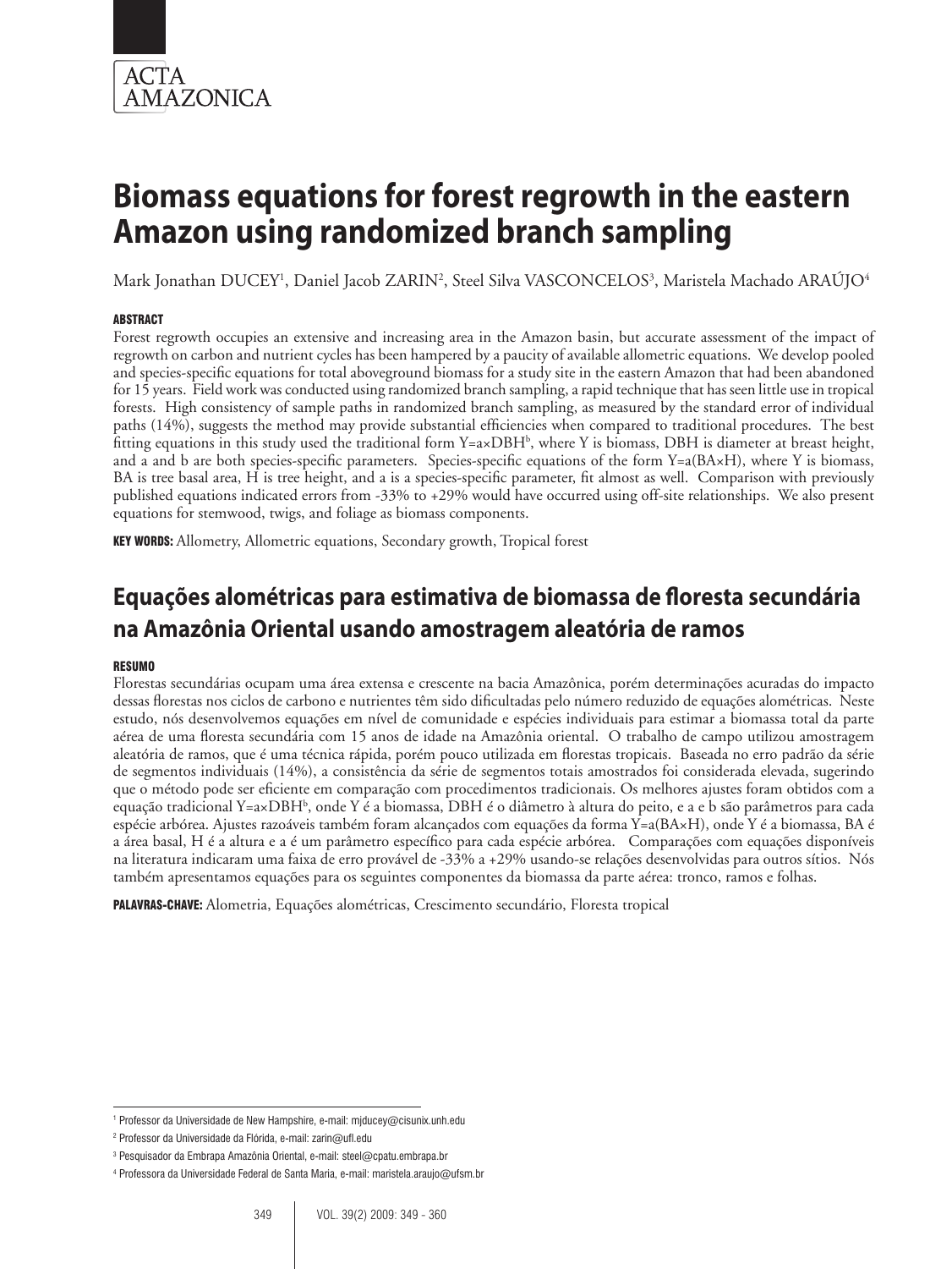ACTA AMAZONICA

# Biomass equations for forest regrowth in the eastern Amazon using randomized branch sampling

Mark Jonathan DUCEY[1], Daniel Jacob ZARIN[2], Steel Silva VASCONCELOS[3], Maristela Machado ARAÚJO[4]

### ABSTRACT

Forest regrowth occupies an extensive and increasing area in the Amazon basin, but accurate assessment of the impact of regrowth on carbon and nutrient cycles has been hampered by a paucity of available allometric equations. We develop pooled and species-specific equations for total aboveground biomass for a study site in the eastern Amazon that had been abandoned for 15 years. Field work was conducted using randomized branch sampling, a rapid technique that has seen little use in tropical forests. High consistency of sample paths in randomized branch sampling, as measured by the standard error of individual paths (14%), suggests the method may provide substantial efficiencies when compared to traditional procedures. The best fitting equations in this study used the traditional form $Y=a\times DBH^b$, where Y is biomass, DBH is diameter at breast height, and a and b are both species-specific parameters. Species-specific equations of the form $Y=a(BA\times H)$, where Y is biomass, BA is tree basal area, H is tree height, and a is a species-specific parameter, fit almost as well. Comparison with previously published equations indicated errors from -33% to +29% would have occurred using off-site relationships. We also present equations for stemwood, twigs, and foliage as biomass components.

**KEY WORDS:** Allometry, Allometric equations, Secondary growth, Tropical forest

## Equações alométricas para estimativa de biomassa de floresta secundária na Amazônia Oriental usando amostragem aleatória de ramos

### RESUMO

Florestas secundárias ocupam uma área extensa e crescente na bacia Amazônica, porém determinações acuradas do impacto dessas florestas nos ciclos de carbono e nutrientes têm sido dificultadas pelo número reduzido de equações alométricas. Neste estudo, nós desenvolvemos equações em nível de comunidade e espécies individuais para estimar a biomassa total da parte aérea de uma floresta secundária com 15 anos de idade na Amazônia oriental. O trabalho de campo utilizou amostragem aleatória de ramos, que é uma técnica rápida, porém pouco utilizada em florestas tropicais. Baseada no erro padrão da série de segmentos individuais (14%), a consistência da série de segmentos totais amostrados foi considerada elevada, sugerindo que o método pode ser eficiente em comparação com procedimentos tradicionais. Os melhores ajustes foram obtidos com a equação tradicional $Y=a\times DBH^b$, onde Y é a biomassa, DBH é o diâmetro à altura do peito, e a e b são parâmetros para cada espécie arbórea. Ajustes razoáveis também foram alcançados com equações da forma $Y=a(BA\times H)$, onde Y é a biomassa, BA é a área basal, H é a altura e a é um parâmetro específico para cada espécie arbórea. Comparações com equações disponíveis na literatura indicaram uma faixa de erro provável de -33% a +29% usando-se relações desenvolvidas para outros sítios. Nós também apresentamos equações para os seguintes componentes da biomassa da parte aérea: tronco, ramos e folhas.

**PALAVRAS-CHAVE:** Alometria, Equações alométricas, Crescimento secundário, Floresta tropical

---

[1] Professor da Universidade de New Hampshire, e-mail: mjducey@cisunix.unh.edu

[2] Professor da Universidade da Flórida, e-mail: zarin@ufl.edu

[3] Pesquisador da Embrapa Amazônia Oriental, e-mail: steel@cpatu.embrapa.br

[4] Professora da Universidade Federal de Santa Maria, e-mail: maristela.araujo@ufsm.br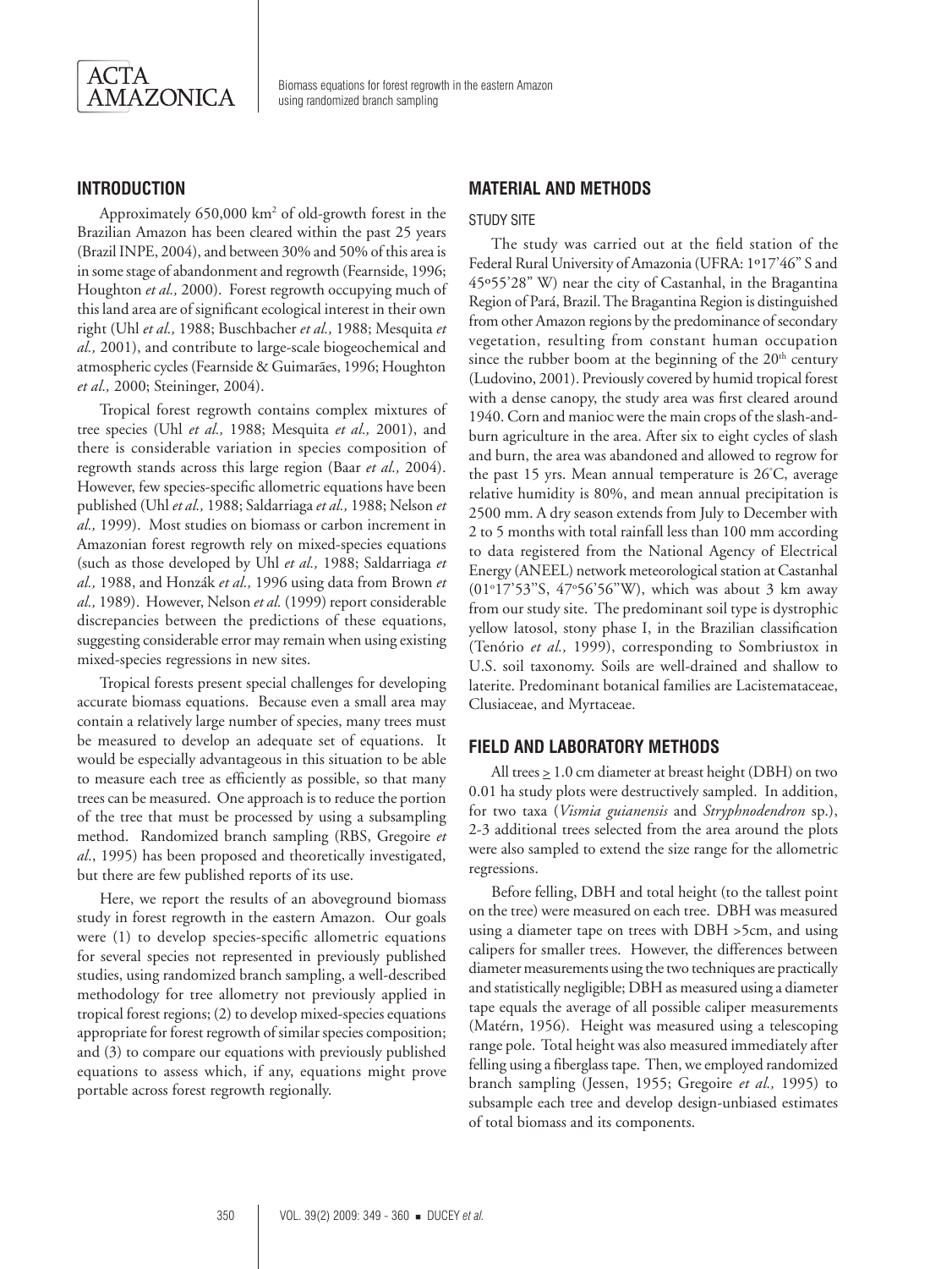## INTRODUCTION

Approximately 650,000 km$^2$ of old-growth forest in the Brazilian Amazon has been cleared within the past 25 years (Brazil INPE, 2004), and between 30% and 50% of this area is in some stage of abandonment and regrowth (Fearnside, 1996; Houghton *et al.,* 2000). Forest regrowth occupying much of this land area are of significant ecological interest in their own right (Uhl *et al.,* 1988; Buschbacher *et al.,* 1988; Mesquita *et al.,* 2001), and contribute to large-scale biogeochemical and atmospheric cycles (Fearnside & Guimarães, 1996; Houghton *et al.,* 2000; Steininger, 2004).

Tropical forest regrowth contains complex mixtures of tree species (Uhl *et al.,* 1988; Mesquita *et al.,* 2001), and there is considerable variation in species composition of regrowth stands across this large region (Baar *et al.,* 2004). However, few species-specific allometric equations have been published (Uhl *et al.,* 1988; Saldarriaga *et al.,* 1988; Nelson *et al.,* 1999). Most studies on biomass or carbon increment in Amazonian forest regrowth rely on mixed-species equations (such as those developed by Uhl *et al.,* 1988; Saldarriaga *et al.,* 1988, and Honzák *et al.,* 1996 using data from Brown *et al.,* 1989). However, Nelson *et al.* (1999) report considerable discrepancies between the predictions of these equations, suggesting considerable error may remain when using existing mixed-species regressions in new sites.

Tropical forests present special challenges for developing accurate biomass equations. Because even a small area may contain a relatively large number of species, many trees must be measured to develop an adequate set of equations. It would be especially advantageous in this situation to be able to measure each tree as efficiently as possible, so that many trees can be measured. One approach is to reduce the portion of the tree that must be processed by using a subsampling method. Randomized branch sampling (RBS, Gregoire *et al*., 1995) has been proposed and theoretically investigated, but there are few published reports of its use.

Here, we report the results of an aboveground biomass study in forest regrowth in the eastern Amazon. Our goals were (1) to develop species-specific allometric equations for several species not represented in previously published studies, using randomized branch sampling, a well-described methodology for tree allometry not previously applied in tropical forest regions; (2) to develop mixed-species equations appropriate for forest regrowth of similar species composition; and (3) to compare our equations with previously published equations to assess which, if any, equations might prove portable across forest regrowth regionally.

## MATERIAL AND METHODS

### STUDY SITE

The study was carried out at the field station of the Federal Rural University of Amazonia (UFRA: 1º17'46" S and 45º55'28" W) near the city of Castanhal, in the Bragantina Region of Pará, Brazil. The Bragantina Region is distinguished from other Amazon regions by the predominance of secondary vegetation, resulting from constant human occupation since the rubber boom at the beginning of the 20$^{th}$ century (Ludovino, 2001). Previously covered by humid tropical forest with a dense canopy, the study area was first cleared around 1940. Corn and manioc were the main crops of the slash-and-burn agriculture in the area. After six to eight cycles of slash and burn, the area was abandoned and allowed to regrow for the past 15 yrs. Mean annual temperature is 26°C, average relative humidity is 80%, and mean annual precipitation is 2500 mm. A dry season extends from July to December with 2 to 5 months with total rainfall less than 100 mm according to data registered from the National Agency of Electrical Energy (ANEEL) network meteorological station at Castanhal (01°17'53"S, 47°56'56"W), which was about 3 km away from our study site. The predominant soil type is dystrophic yellow latosol, stony phase I, in the Brazilian classification (Tenório *et al.,* 1999), corresponding to Sombriustox in U.S. soil taxonomy. Soils are well-drained and shallow to laterite. Predominant botanical families are Lacistemataceae, Clusiaceae, and Myrtaceae.

## FIELD AND LABORATORY METHODS

All trees $\geq$ 1.0 cm diameter at breast height (DBH) on two 0.01 ha study plots were destructively sampled. In addition, for two taxa (*Vismia guianensis* and *Stryphnodendron* sp.), 2-3 additional trees selected from the area around the plots were also sampled to extend the size range for the allometric regressions.

Before felling, DBH and total height (to the tallest point on the tree) were measured on each tree. DBH was measured using a diameter tape on trees with DBH >5cm, and using calipers for smaller trees. However, the differences between diameter measurements using the two techniques are practically and statistically negligible; DBH as measured using a diameter tape equals the average of all possible caliper measurements (Matérn, 1956). Height was measured using a telescoping range pole. Total height was also measured immediately after felling using a fiberglass tape. Then, we employed randomized branch sampling (Jessen, 1955; Gregoire *et al.,* 1995) to subsample each tree and develop design-unbiased estimates of total biomass and its components.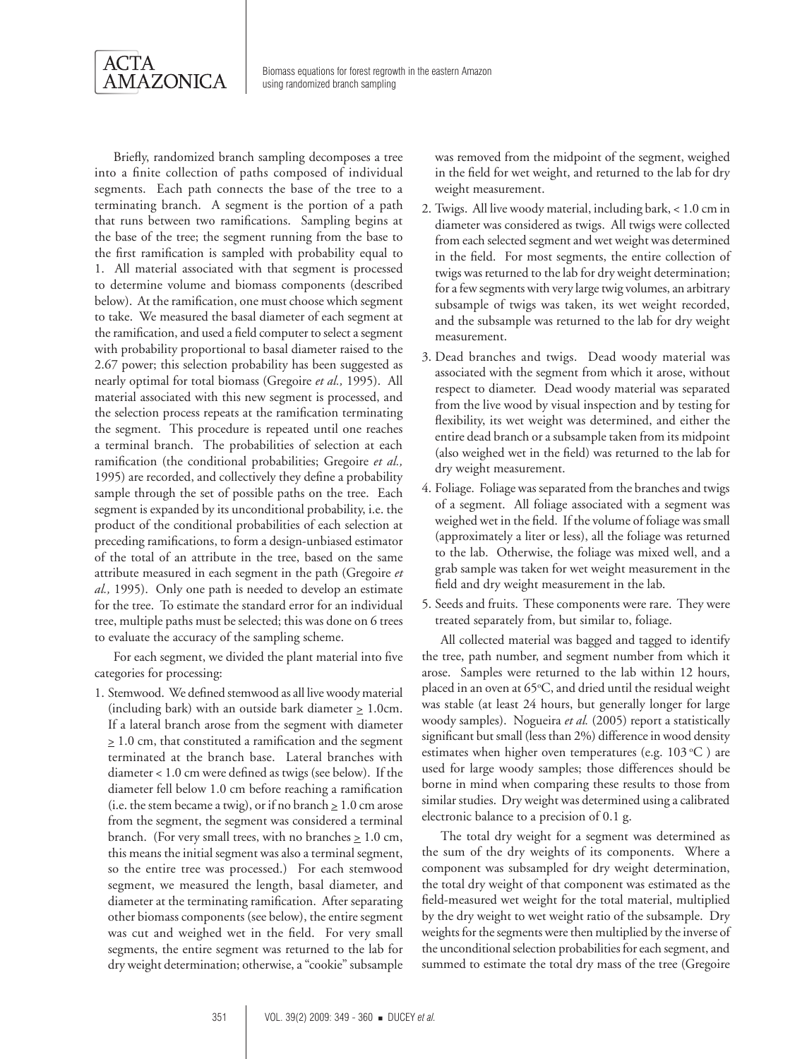Briefly, randomized branch sampling decomposes a tree into a finite collection of paths composed of individual segments. Each path connects the base of the tree to a terminating branch. A segment is the portion of a path that runs between two ramifications. Sampling begins at the base of the tree; the segment running from the base to the first ramification is sampled with probability equal to 1. All material associated with that segment is processed to determine volume and biomass components (described below). At the ramification, one must choose which segment to take. We measured the basal diameter of each segment at the ramification, and used a field computer to select a segment with probability proportional to basal diameter raised to the 2.67 power; this selection probability has been suggested as nearly optimal for total biomass (Gregoire *et al.,* 1995). All material associated with this new segment is processed, and the selection process repeats at the ramification terminating the segment. This procedure is repeated until one reaches a terminal branch. The probabilities of selection at each ramification (the conditional probabilities; Gregoire *et al.,* 1995) are recorded, and collectively they define a probability sample through the set of possible paths on the tree. Each segment is expanded by its unconditional probability, i.e. the product of the conditional probabilities of each selection at preceding ramifications, to form a design-unbiased estimator of the total of an attribute in the tree, based on the same attribute measured in each segment in the path (Gregoire *et al.,* 1995). Only one path is needed to develop an estimate for the tree. To estimate the standard error for an individual tree, multiple paths must be selected; this was done on 6 trees to evaluate the accuracy of the sampling scheme.

For each segment, we divided the plant material into five categories for processing:

1. Stemwood. We defined stemwood as all live woody material (including bark) with an outside bark diameter $\geq$ 1.0cm. If a lateral branch arose from the segment with diameter $\geq$ 1.0 cm, that constituted a ramification and the segment terminated at the branch base. Lateral branches with diameter < 1.0 cm were defined as twigs (see below). If the diameter fell below 1.0 cm before reaching a ramification (i.e. the stem became a twig), or if no branch $\geq$ 1.0 cm arose from the segment, the segment was considered a terminal branch. (For very small trees, with no branches $\geq$ 1.0 cm, this means the initial segment was also a terminal segment, so the entire tree was processed.) For each stemwood segment, we measured the length, basal diameter, and diameter at the terminating ramification. After separating other biomass components (see below), the entire segment was cut and weighed wet in the field. For very small segments, the entire segment was returned to the lab for dry weight determination; otherwise, a "cookie" subsample was removed from the midpoint of the segment, weighed in the field for wet weight, and returned to the lab for dry weight measurement.
2. Twigs. All live woody material, including bark, < 1.0 cm in diameter was considered as twigs. All twigs were collected from each selected segment and wet weight was determined in the field. For most segments, the entire collection of twigs was returned to the lab for dry weight determination; for a few segments with very large twig volumes, an arbitrary subsample of twigs was taken, its wet weight recorded, and the subsample was returned to the lab for dry weight measurement.
3. Dead branches and twigs. Dead woody material was associated with the segment from which it arose, without respect to diameter. Dead woody material was separated from the live wood by visual inspection and by testing for flexibility, its wet weight was determined, and either the entire dead branch or a subsample taken from its midpoint (also weighed wet in the field) was returned to the lab for dry weight measurement.
4. Foliage. Foliage was separated from the branches and twigs of a segment. All foliage associated with a segment was weighed wet in the field. If the volume of foliage was small (approximately a liter or less), all the foliage was returned to the lab. Otherwise, the foliage was mixed well, and a grab sample was taken for wet weight measurement in the field and dry weight measurement in the lab.
5. Seeds and fruits. These components were rare. They were treated separately from, but similar to, foliage.

All collected material was bagged and tagged to identify the tree, path number, and segment number from which it arose. Samples were returned to the lab within 12 hours, placed in an oven at 65°C, and dried until the residual weight was stable (at least 24 hours, but generally longer for large woody samples). Nogueira *et al.* (2005) report a statistically significant but small (less than 2%) difference in wood density estimates when higher oven temperatures (e.g. 103 °C ) are used for large woody samples; those differences should be borne in mind when comparing these results to those from similar studies. Dry weight was determined using a calibrated electronic balance to a precision of 0.1 g.

The total dry weight for a segment was determined as the sum of the dry weights of its components. Where a component was subsampled for dry weight determination, the total dry weight of that component was estimated as the field-measured wet weight for the total material, multiplied by the dry weight to wet weight ratio of the subsample. Dry weights for the segments were then multiplied by the inverse of the unconditional selection probabilities for each segment, and summed to estimate the total dry mass of the tree (Gregoire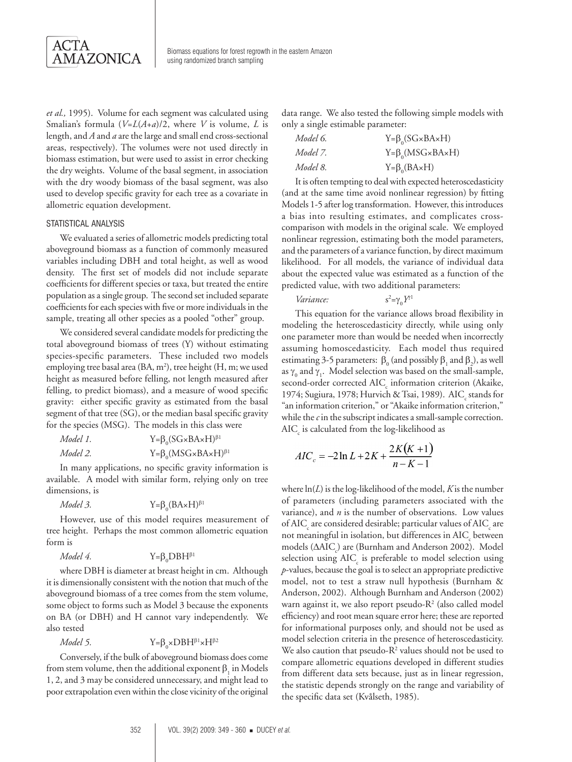*et al.,* 1995). Volume for each segment was calculated using Smalian's formula ($V=L(A+a)/2$, where $V$ is volume, $L$ is length, and $A$ and $a$ are the large and small end cross-sectional areas, respectively). The volumes were not used directly in biomass estimation, but were used to assist in error checking the dry weights. Volume of the basal segment, in association with the dry woody biomass of the basal segment, was also used to develop specific gravity for each tree as a covariate in allometric equation development.

### STATISTICAL ANALYSIS

We evaluated a series of allometric models predicting total aboveground biomass as a function of commonly measured variables including DBH and total height, as well as wood density. The first set of models did not include separate coefficients for different species or taxa, but treated the entire population as a single group. The second set included separate coefficients for each species with five or more individuals in the sample, treating all other species as a pooled "other" group.

We considered several candidate models for predicting the total aboveground biomass of trees (Y) without estimating species-specific parameters. These included two models employing tree basal area (BA, $m^2$), tree height (H, m; we used height as measured before felling, not length measured after felling, to predict biomass), and a measure of wood specific gravity: either specific gravity as estimated from the basal segment of that tree (SG), or the median basal specific gravity for the species (MSG). The models in this class were

*Model 1.* $Y=\beta_0(SG \times BA \times H)^{\beta_1}$

*Model 2.* $Y=\beta_0(MSG \times BA \times H)^{\beta_1}$

In many applications, no specific gravity information is available. A model with similar form, relying only on tree dimensions, is

*Model 3.* $Y=\beta_0(BA \times H)^{\beta_1}$

However, use of this model requires measurement of tree height. Perhaps the most common allometric equation form is

*Model 4.* $Y=\beta_0 DBH^{\beta_1}$

where DBH is diameter at breast height in cm. Although it is dimensionally consistent with the notion that much of the aboveground biomass of a tree comes from the stem volume, some object to forms such as Model 3 because the exponents on BA (or DBH) and H cannot vary independently. We also tested

*Model 5.* $Y=\beta_0 \times DBH^{\beta_1} \times H^{\beta_2}$

Conversely, if the bulk of aboveground biomass does come from stem volume, then the additional exponent $\beta_1$ in Models 1, 2, and 3 may be considered unnecessary, and might lead to poor extrapolation even within the close vicinity of the original data range. We also tested the following simple models with only a single estimable parameter:

*Model 6.* $Y=\beta_0(SG \times BA \times H)$

*Model 7.* $Y=\beta_0(MSG \times BA \times H)$

*Model 8.* $Y=\beta_0(BA \times H)$

It is often tempting to deal with expected heteroscedasticity (and at the same time avoid nonlinear regression) by fitting Models 1-5 after log transformation. However, this introduces a bias into resulting estimates, and complicates cross-comparison with models in the original scale. We employed nonlinear regression, estimating both the model parameters, and the parameters of a variance function, by direct maximum likelihood. For all models, the variance of individual data about the expected value was estimated as a function of the predicted value, with two additional parameters:

*Variance:* $s^2=\gamma_0 Y^{\gamma_1}$

This equation for the variance allows broad flexibility in modeling the heteroscedasticity directly, while using only one parameter more than would be needed when incorrectly assuming homoscedasticity. Each model thus required estimating 3-5 parameters: $\beta_0$ (and possibly $\beta_1$ and $\beta_2$), as well as $\gamma_0$ and $\gamma_1$. Model selection was based on the small-sample, second-order corrected $AIC_c$ information criterion (Akaike, 1974; Sugiura, 1978; Hurvich & Tsai, 1989). $AIC_c$ stands for "an information criterion," or "Akaike information criterion," while the *c* in the subscript indicates a small-sample correction. $AIC_c$ is calculated from the log-likelihood as

$$AIC_c = -2\ln L + 2K + \frac{2K(K+1)}{n-K-1}$$

where $\ln(L)$ is the log-likelihood of the model, $K$ is the number of parameters (including parameters associated with the variance), and $n$ is the number of observations. Low values of $AIC_c$ are considered desirable; particular values of $AIC_c$ are not meaningful in isolation, but differences in $AIC_c$ between models ($\Delta AIC_c$) are (Burnham and Anderson 2002). Model selection using $AIC_c$ is preferable to model selection using *p*-values, because the goal is to select an appropriate predictive model, not to test a straw null hypothesis (Burnham & Anderson, 2002). Although Burnham and Anderson (2002) warn against it, we also report pseudo-$R^2$ (also called model efficiency) and root mean square error here; these are reported for informational purposes only, and should not be used as model selection criteria in the presence of heteroscedasticity. We also caution that pseudo-$R^2$ values should not be used to compare allometric equations developed in different studies from different data sets because, just as in linear regression, the statistic depends strongly on the range and variability of the specific data set (Kvålseth, 1985).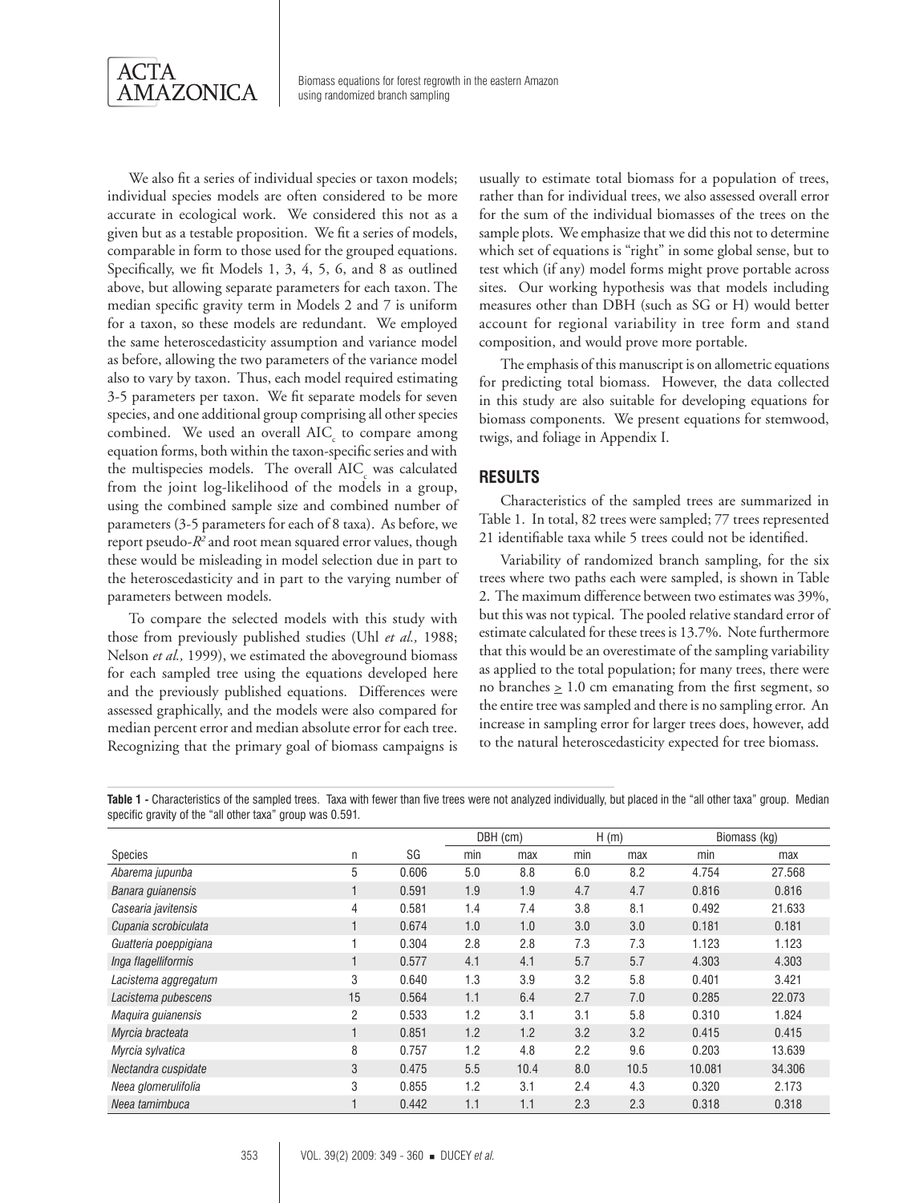We also fit a series of individual species or taxon models; individual species models are often considered to be more accurate in ecological work. We considered this not as a given but as a testable proposition. We fit a series of models, comparable in form to those used for the grouped equations. Specifically, we fit Models 1, 3, 4, 5, 6, and 8 as outlined above, but allowing separate parameters for each taxon. The median specific gravity term in Models 2 and 7 is uniform for a taxon, so these models are redundant. We employed the same heteroscedasticity assumption and variance model as before, allowing the two parameters of the variance model also to vary by taxon. Thus, each model required estimating 3-5 parameters per taxon. We fit separate models for seven species, and one additional group comprising all other species combined. We used an overall $AIC_c$ to compare among equation forms, both within the taxon-specific series and with the multispecies models. The overall $AIC_c$ was calculated from the joint log-likelihood of the models in a group, using the combined sample size and combined number of parameters (3-5 parameters for each of 8 taxa). As before, we report pseudo-$R^2$ and root mean squared error values, though these would be misleading in model selection due in part to the heteroscedasticity and in part to the varying number of parameters between models.

To compare the selected models with this study with those from previously published studies (Uhl *et al.,* 1988; Nelson *et al.,* 1999), we estimated the aboveground biomass for each sampled tree using the equations developed here and the previously published equations. Differences were assessed graphically, and the models were also compared for median percent error and median absolute error for each tree. Recognizing that the primary goal of biomass campaigns is usually to estimate total biomass for a population of trees, rather than for individual trees, we also assessed overall error for the sum of the individual biomasses of the trees on the sample plots. We emphasize that we did this not to determine which set of equations is "right" in some global sense, but to test which (if any) model forms might prove portable across sites. Our working hypothesis was that models including measures other than DBH (such as SG or H) would better account for regional variability in tree form and stand composition, and would prove more portable.

The emphasis of this manuscript is on allometric equations for predicting total biomass. However, the data collected in this study are also suitable for developing equations for biomass components. We present equations for stemwood, twigs, and foliage in Appendix I.

## RESULTS

Characteristics of the sampled trees are summarized in Table 1. In total, 82 trees were sampled; 77 trees represented 21 identifiable taxa while 5 trees could not be identified.

Variability of randomized branch sampling, for the six trees where two paths each were sampled, is shown in Table 2. The maximum difference between two estimates was 39%, but this was not typical. The pooled relative standard error of estimate calculated for these trees is 13.7%. Note furthermore that this would be an overestimate of the sampling variability as applied to the total population; for many trees, there were no branches $\geq$ 1.0 cm emanating from the first segment, so the entire tree was sampled and there is no sampling error. An increase in sampling error for larger trees does, however, add to the natural heteroscedasticity expected for tree biomass.

**Table 1 -** Characteristics of the sampled trees. Taxa with fewer than five trees were not analyzed individually, but placed in the "all other taxa" group. Median specific gravity of the "all other taxa" group was 0.591.

| | | | DBH (cm) | | H (m) | | Biomass (kg) | |
|---|---|---|---|---|---|---|---|---|
| Species | n | SG | min | max | min | max | min | max |
| *Abarema jupunba* | 5 | 0.606 | 5.0 | 8.8 | 6.0 | 8.2 | 4.754 | 27.568 |
| *Banara guianensis* | 1 | 0.591 | 1.9 | 1.9 | 4.7 | 4.7 | 0.816 | 0.816 |
| *Casearia javitensis* | 4 | 0.581 | 1.4 | 7.4 | 3.8 | 8.1 | 0.492 | 21.633 |
| *Cupania scrobiculata* | 1 | 0.674 | 1.0 | 1.0 | 3.0 | 3.0 | 0.181 | 0.181 |
| *Guatteria poeppigiana* | 1 | 0.304 | 2.8 | 2.8 | 7.3 | 7.3 | 1.123 | 1.123 |
| *Inga flagelliformis* | 1 | 0.577 | 4.1 | 4.1 | 5.7 | 5.7 | 4.303 | 4.303 |
| *Lacistema aggregatum* | 3 | 0.640 | 1.3 | 3.9 | 3.2 | 5.8 | 0.401 | 3.421 |
| *Lacistema pubescens* | 15 | 0.564 | 1.1 | 6.4 | 2.7 | 7.0 | 0.285 | 22.073 |
| *Maquira guianensis* | 2 | 0.533 | 1.2 | 3.1 | 3.1 | 5.8 | 0.310 | 1.824 |
| *Myrcia bracteata* | 1 | 0.851 | 1.2 | 1.2 | 3.2 | 3.2 | 0.415 | 0.415 |
| *Myrcia sylvatica* | 8 | 0.757 | 1.2 | 4.8 | 2.2 | 9.6 | 0.203 | 13.639 |
| *Nectandra cuspidate* | 3 | 0.475 | 5.5 | 10.4 | 8.0 | 10.5 | 10.081 | 34.306 |
| *Neea glomerulifolia* | 3 | 0.855 | 1.2 | 3.1 | 2.4 | 4.3 | 0.320 | 2.173 |
| *Neea tamimbuca* | 1 | 0.442 | 1.1 | 1.1 | 2.3 | 2.3 | 0.318 | 0.318 |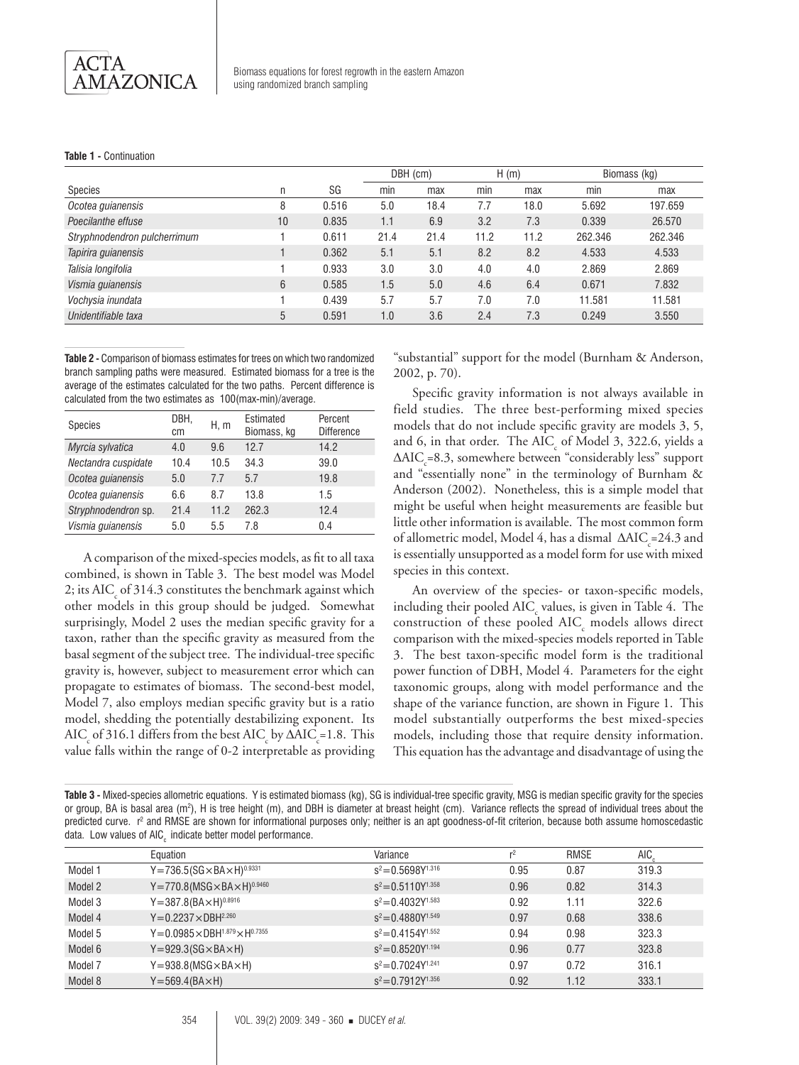**Table 1 -** Continuation

| Species | n | SG | DBH (cm) | | H (m) | | Biomass (kg) | |
|---|---|---|---|---|---|---|---|---|
| | | | min | max | min | max | min | max |
| *Ocotea guianensis* | 8 | 0.516 | 5.0 | 18.4 | 7.7 | 18.0 | 5.692 | 197.659 |
| *Poecilanthe effuse* | 10 | 0.835 | 1.1 | 6.9 | 3.2 | 7.3 | 0.339 | 26.570 |
| *Stryphnodendron pulcherrimum* | 1 | 0.611 | 21.4 | 21.4 | 11.2 | 11.2 | 262.346 | 262.346 |
| *Tapirira guianensis* | 1 | 0.362 | 5.1 | 5.1 | 8.2 | 8.2 | 4.533 | 4.533 |
| *Talisia longifolia* | 1 | 0.933 | 3.0 | 3.0 | 4.0 | 4.0 | 2.869 | 2.869 |
| *Vismia guianensis* | 6 | 0.585 | 1.5 | 5.0 | 4.6 | 6.4 | 0.671 | 7.832 |
| *Vochysia inundata* | 1 | 0.439 | 5.7 | 5.7 | 7.0 | 7.0 | 11.581 | 11.581 |
| Unidentifiable taxa | 5 | 0.591 | 1.0 | 3.6 | 2.4 | 7.3 | 0.249 | 3.550 |

**Table 2 -** Comparison of biomass estimates for trees on which two randomized branch sampling paths were measured. Estimated biomass for a tree is the average of the estimates calculated for the two paths. Percent difference is calculated from the two estimates as 100(max-min)/average.

| Species | DBH, cm | H, m | Estimated Biomass, kg | Percent Difference |
|---|---|---|---|---|
| *Myrcia sylvatica* | 4.0 | 9.6 | 12.7 | 14.2 |
| *Nectandra cuspidate* | 10.4 | 10.5 | 34.3 | 39.0 |
| *Ocotea guianensis* | 5.0 | 7.7 | 5.7 | 19.8 |
| *Ocotea guianensis* | 6.6 | 8.7 | 13.8 | 1.5 |
| *Stryphnodendron* sp. | 21.4 | 11.2 | 262.3 | 12.4 |
| *Vismia guianensis* | 5.0 | 5.5 | 7.8 | 0.4 |

A comparison of the mixed-species models, as fit to all taxa combined, is shown in Table 3. The best model was Model 2; its $AIC_c$ of 314.3 constitutes the benchmark against which other models in this group should be judged. Somewhat surprisingly, Model 2 uses the median specific gravity for a taxon, rather than the specific gravity as measured from the basal segment of the subject tree. The individual-tree specific gravity is, however, subject to measurement error which can propagate to estimates of biomass. The second-best model, Model 7, also employs median specific gravity but is a ratio model, shedding the potentially destabilizing exponent. Its $AIC_c$ of 316.1 differs from the best $AIC_c$ by $\Delta AIC_c$=1.8. This value falls within the range of 0-2 interpretable as providing "substantial" support for the model (Burnham & Anderson, 2002, p. 70).

Specific gravity information is not always available in field studies. The three best-performing mixed species models that do not include specific gravity are models 3, 5, and 6, in that order. The $AIC_c$ of Model 3, 322.6, yields a $\Delta AIC_c$=8.3, somewhere between "considerably less" support and "essentially none" in the terminology of Burnham & Anderson (2002). Nonetheless, this is a simple model that might be useful when height measurements are feasible but little other information is available. The most common form of allometric model, Model 4, has a dismal $\Delta AIC_c$=24.3 and is essentially unsupported as a model form for use with mixed species in this context.

An overview of the species- or taxon-specific models, including their pooled $AIC_c$ values, is given in Table 4. The construction of these pooled $AIC_c$ models allows direct comparison with the mixed-species models reported in Table 3. The best taxon-specific model form is the traditional power function of DBH, Model 4. Parameters for the eight taxonomic groups, along with model performance and the shape of the variance function, are shown in Figure 1. This model substantially outperforms the best mixed-species models, including those that require density information. This equation has the advantage and disadvantage of using the

**Table 3 -** Mixed-species allometric equations. Y is estimated biomass (kg), SG is individual-tree specific gravity, MSG is median specific gravity for the species or group, BA is basal area (m$^2$), H is tree height (m), and DBH is diameter at breast height (cm). Variance reflects the spread of individual trees about the predicted curve. $r^2$ and RMSE are shown for informational purposes only; neither is an apt goodness-of-fit criterion, because both assume homoscedastic data. Low values of $AIC_c$ indicate better model performance.

| | Equation | Variance | $r^2$ | RMSE | $AIC_c$ |
|---|---|---|---|---|---|
| Model 1 | $Y=736.5(SG\times BA\times H)^{0.9331}$ | $s^2=0.5698Y^{1.316}$ | 0.95 | 0.87 | 319.3 |
| Model 2 | $Y=770.8(MSG\times BA\times H)^{0.9460}$ | $s^2=0.5110Y^{1.358}$ | 0.96 | 0.82 | 314.3 |
| Model 3 | $Y=387.8(BA\times H)^{0.8916}$ | $s^2=0.4032Y^{1.583}$ | 0.92 | 1.11 | 322.6 |
| Model 4 | $Y=0.2237\times DBH^{2.260}$ | $s^2=0.4880Y^{1.549}$ | 0.97 | 0.68 | 338.6 |
| Model 5 | $Y=0.0985\times DBH^{1.879}\times H^{0.7355}$ | $s^2=0.4154Y^{1.552}$ | 0.94 | 0.98 | 323.3 |
| Model 6 | $Y=929.3(SG\times BA\times H)$ | $s^2=0.8520Y^{1.194}$ | 0.96 | 0.77 | 323.8 |
| Model 7 | $Y=938.8(MSG\times BA\times H)$ | $s^2=0.7024Y^{1.241}$ | 0.97 | 0.72 | 316.1 |
| Model 8 | $Y=569.4(BA\times H)$ | $s^2=0.7912Y^{1.356}$ | 0.92 | 1.12 | 333.1 |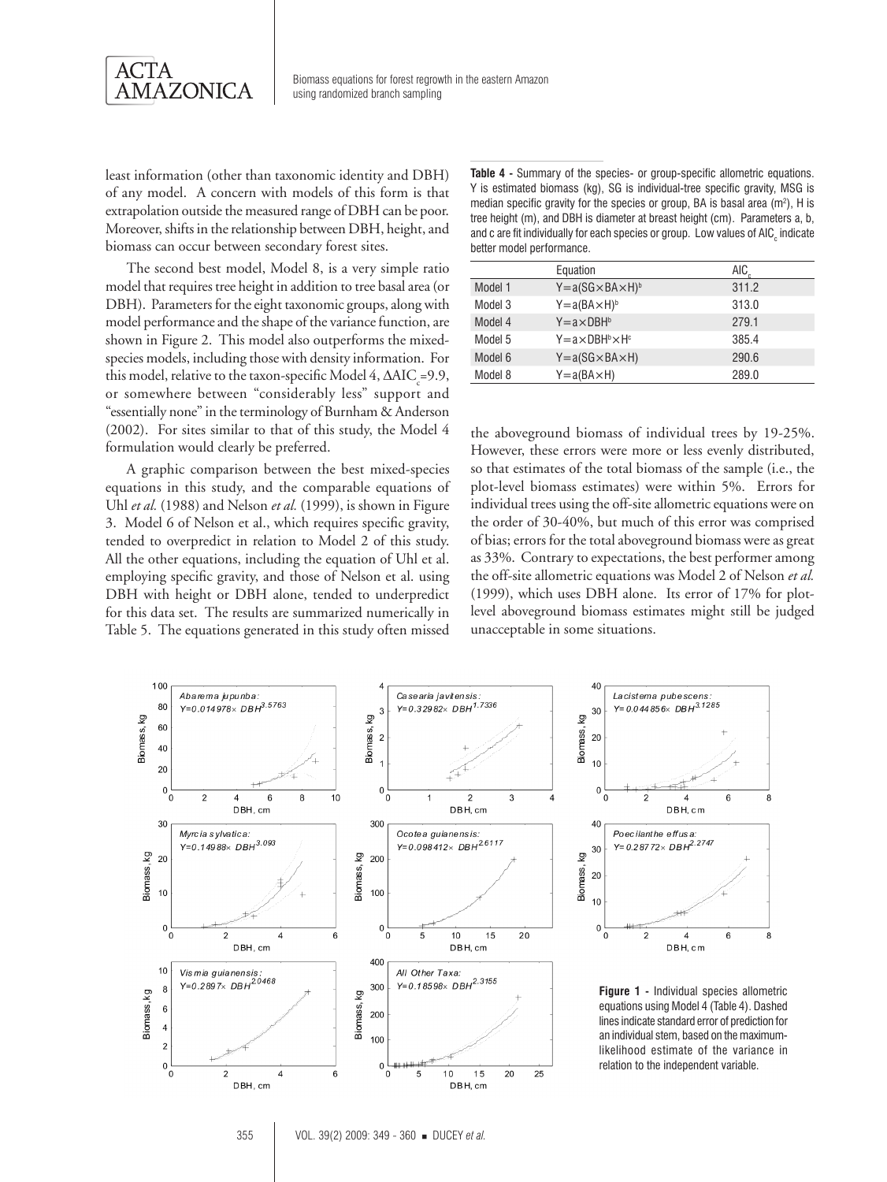least information (other than taxonomic identity and DBH) of any model. A concern with models of this form is that extrapolation outside the measured range of DBH can be poor. Moreover, shifts in the relationship between DBH, height, and biomass can occur between secondary forest sites.

The second best model, Model 8, is a very simple ratio model that requires tree height in addition to tree basal area (or DBH). Parameters for the eight taxonomic groups, along with model performance and the shape of the variance function, are shown in Figure 2. This model also outperforms the mixed-species models, including those with density information. For this model, relative to the taxon-specific Model 4, $\Delta AIC_c$=9.9, or somewhere between "considerably less" support and "essentially none" in the terminology of Burnham & Anderson (2002). For sites similar to that of this study, the Model 4 formulation would clearly be preferred.

A graphic comparison between the best mixed-species equations in this study, and the comparable equations of Uhl *et al.* (1988) and Nelson *et al.* (1999), is shown in Figure 3. Model 6 of Nelson et al., which requires specific gravity, tended to overpredict in relation to Model 2 of this study. All the other equations, including the equation of Uhl et al. employing specific gravity, and those of Nelson et al. using DBH with height or DBH alone, tended to underpredict for this data set. The results are summarized numerically in Table 5. The equations generated in this study often missed the aboveground biomass of individual trees by 19-25%. However, these errors were more or less evenly distributed, so that estimates of the total biomass of the sample (i.e., the plot-level biomass estimates) were within 5%. Errors for individual trees using the off-site allometric equations were on the order of 30-40%, but much of this error was comprised of bias; errors for the total aboveground biomass were as great as 33%. Contrary to expectations, the best performer among the off-site allometric equations was Model 2 of Nelson *et al.* (1999), which uses DBH alone. Its error of 17% for plot-level aboveground biomass estimates might still be judged unacceptable in some situations.

**Table 4 -** Summary of the species- or group-specific allometric equations. Y is estimated biomass (kg), SG is individual-tree specific gravity, MSG is median specific gravity for the species or group, BA is basal area ($m^2$), H is tree height (m), and DBH is diameter at breast height (cm). Parameters a, b, and c are fit individually for each species or group. Low values of $AIC_c$ indicate better model performance.

| | Equation | $AIC_c$ |
|---|---|---|
| Model 1 | $Y=a(SG \times BA \times H)^b$ | 311.2 |
| Model 3 | $Y=a(BA \times H)^b$ | 313.0 |
| Model 4 | $Y=a \times DBH^b$ | 279.1 |
| Model 5 | $Y=a \times DBH^b \times H^c$ | 385.4 |
| Model 6 | $Y=a(SG \times BA \times H)$ | 290.6 |
| Model 8 | $Y=a(BA \times H)$ | 289.0 |

**Figure 1 -** Individual species allometric equations using Model 4 (Table 4). Dashed lines indicate standard error of prediction for an individual stem, based on the maximum-likelihood estimate of the variance in relation to the independent variable.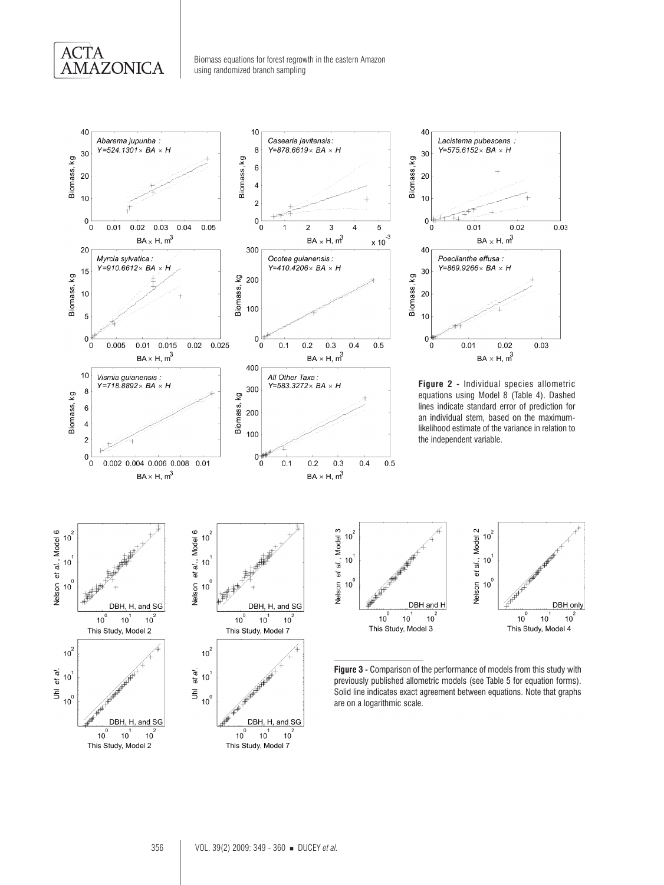**Figure 2 -** Individual species allometric equations using Model 8 (Table 4). Dashed lines indicate standard error of prediction for an individual stem, based on the maximum-likelihood estimate of the variance in relation to the independent variable.

**Figure 3 -** Comparison of the performance of models from this study with previously published allometric models (see Table 5 for equation forms). Solid line indicates exact agreement between equations. Note that graphs are on a logarithmic scale.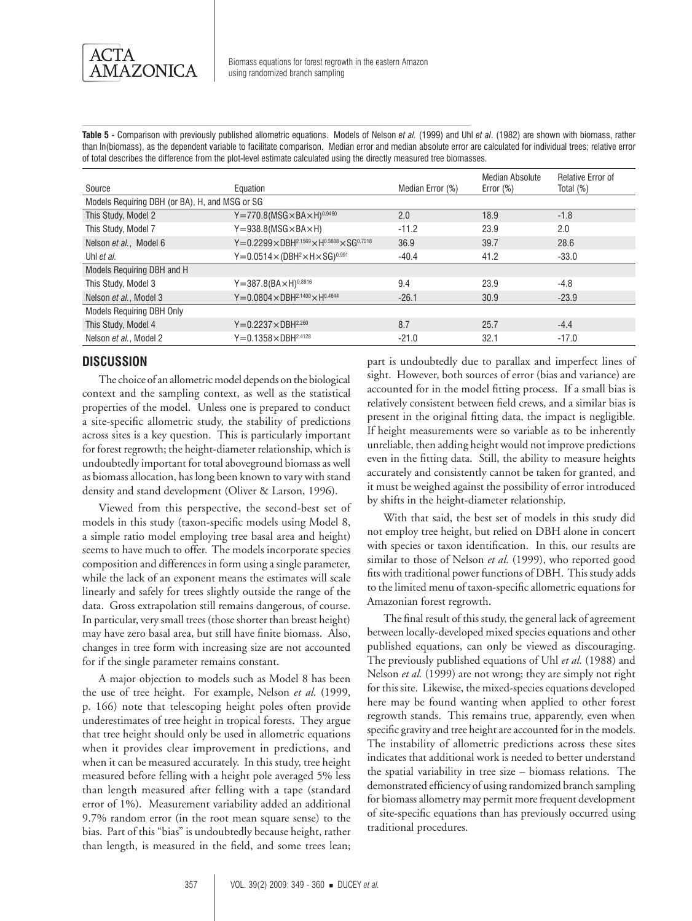**Table 5 -** Comparison with previously published allometric equations. Models of Nelson *et al.* (1999) and Uhl *et al*. (1982) are shown with biomass, rather than ln(biomass), as the dependent variable to facilitate comparison. Median error and median absolute error are calculated for individual trees; relative error of total describes the difference from the plot-level estimate calculated using the directly measured tree biomasses.

| Source | Equation | Median Error (%) | Median Absolute Error (%) | Relative Error of Total (%) |
|---|---|---|---|---|
| Models Requiring DBH (or BA), H, and MSG or SG | | | | |
| This Study, Model 2 | $Y=770.8(MSG\times BA\times H)^{0.9460}$ | 2.0 | 18.9 | -1.8 |
| This Study, Model 7 | $Y=938.8(MSG\times BA\times H)$ | -11.2 | 23.9 | 2.0 |
| Nelson *et al.*, Model 6 | $Y=0.2299\times DBH^{2.1569}\times H^{0.3888}\times SG^{0.7218}$ | 36.9 | 39.7 | 28.6 |
| Uhl *et al.* | $Y=0.0514\times(DBH^{2}\times H\times SG)^{0.991}$ | -40.4 | 41.2 | -33.0 |
| Models Requiring DBH and H | | | | |
| This Study, Model 3 | $Y=387.8(BA\times H)^{0.8916}$ | 9.4 | 23.9 | -4.8 |
| Nelson *et al.*, Model 3 | $Y=0.0804\times DBH^{2.1400}\times H^{0.4644}$ | -26.1 | 30.9 | -23.9 |
| Models Requiring DBH Only | | | | |
| This Study, Model 4 | $Y=0.2237\times DBH^{2.260}$ | 8.7 | 25.7 | -4.4 |
| Nelson *et al.*, Model 2 | $Y=0.1358\times DBH^{2.4128}$ | -21.0 | 32.1 | -17.0 |

## DISCUSSION

The choice of an allometric model depends on the biological context and the sampling context, as well as the statistical properties of the model. Unless one is prepared to conduct a site-specific allometric study, the stability of predictions across sites is a key question. This is particularly important for forest regrowth; the height-diameter relationship, which is undoubtedly important for total aboveground biomass as well as biomass allocation, has long been known to vary with stand density and stand development (Oliver & Larson, 1996).

Viewed from this perspective, the second-best set of models in this study (taxon-specific models using Model 8, a simple ratio model employing tree basal area and height) seems to have much to offer. The models incorporate species composition and differences in form using a single parameter, while the lack of an exponent means the estimates will scale linearly and safely for trees slightly outside the range of the data. Gross extrapolation still remains dangerous, of course. In particular, very small trees (those shorter than breast height) may have zero basal area, but still have finite biomass. Also, changes in tree form with increasing size are not accounted for if the single parameter remains constant.

A major objection to models such as Model 8 has been the use of tree height. For example, Nelson *et al.* (1999, p. 166) note that telescoping height poles often provide underestimates of tree height in tropical forests. They argue that tree height should only be used in allometric equations when it provides clear improvement in predictions, and when it can be measured accurately. In this study, tree height measured before felling with a height pole averaged 5% less than length measured after felling with a tape (standard error of 1%). Measurement variability added an additional 9.7% random error (in the root mean square sense) to the bias. Part of this "bias" is undoubtedly because height, rather than length, is measured in the field, and some trees lean; part is undoubtedly due to parallax and imperfect lines of sight. However, both sources of error (bias and variance) are accounted for in the model fitting process. If a small bias is relatively consistent between field crews, and a similar bias is present in the original fitting data, the impact is negligible. If height measurements were so variable as to be inherently unreliable, then adding height would not improve predictions even in the fitting data. Still, the ability to measure heights accurately and consistently cannot be taken for granted, and it must be weighed against the possibility of error introduced by shifts in the height-diameter relationship.

With that said, the best set of models in this study did not employ tree height, but relied on DBH alone in concert with species or taxon identification. In this, our results are similar to those of Nelson *et al.* (1999), who reported good fits with traditional power functions of DBH. This study adds to the limited menu of taxon-specific allometric equations for Amazonian forest regrowth.

The final result of this study, the general lack of agreement between locally-developed mixed species equations and other published equations, can only be viewed as discouraging. The previously published equations of Uhl *et al.* (1988) and Nelson *et al.* (1999) are not wrong; they are simply not right for this site. Likewise, the mixed-species equations developed here may be found wanting when applied to other forest regrowth stands. This remains true, apparently, even when specific gravity and tree height are accounted for in the models. The instability of allometric predictions across these sites indicates that additional work is needed to better understand the spatial variability in tree size – biomass relations. The demonstrated efficiency of using randomized branch sampling for biomass allometry may permit more frequent development of site-specific equations than has previously occurred using traditional procedures.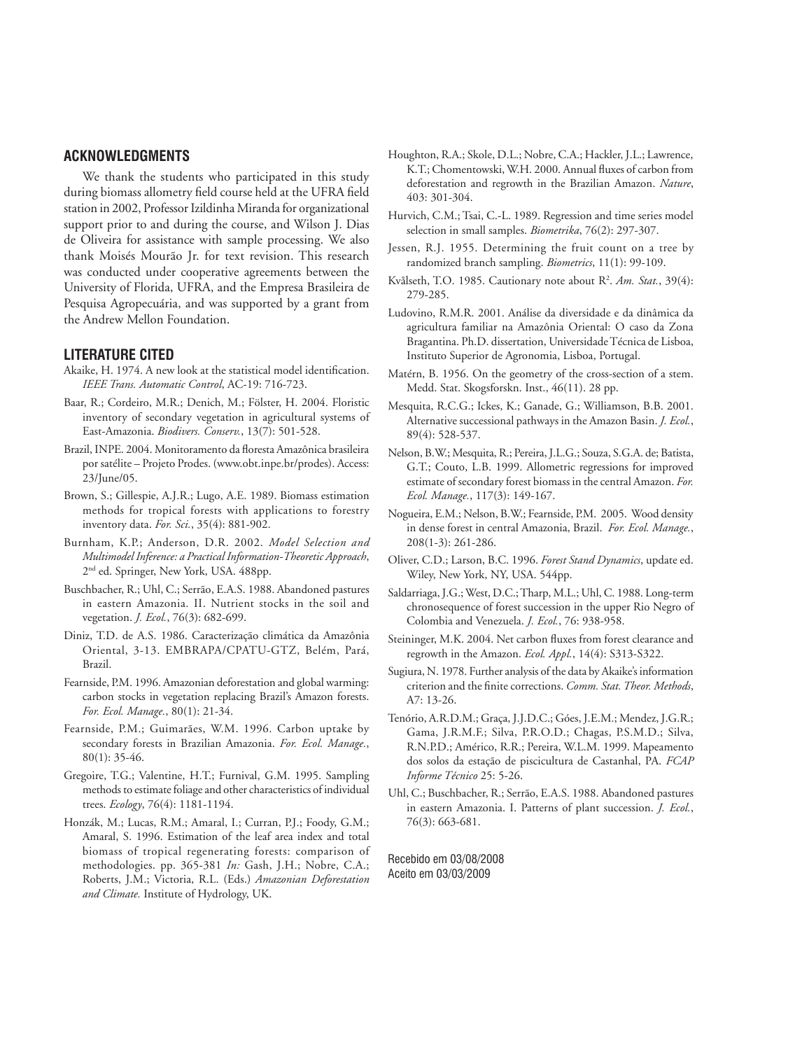## ACKNOWLEDGMENTS

We thank the students who participated in this study during biomass allometry field course held at the UFRA field station in 2002, Professor Izildinha Miranda for organizational support prior to and during the course, and Wilson J. Dias de Oliveira for assistance with sample processing. We also thank Moisés Mourão Jr. for text revision. This research was conducted under cooperative agreements between the University of Florida, UFRA, and the Empresa Brasileira de Pesquisa Agropecuária, and was supported by a grant from the Andrew Mellon Foundation.

## LITERATURE CITED

Akaike, H. 1974. A new look at the statistical model identification. *IEEE Trans. Automatic Control*, AC-19: 716-723.

Baar, R.; Cordeiro, M.R.; Denich, M.; Fölster, H. 2004. Floristic inventory of secondary vegetation in agricultural systems of East-Amazonia. *Biodivers. Conserv.*, 13(7): 501-528.

Brazil, INPE. 2004. Monitoramento da floresta Amazônica brasileira por satélite – Projeto Prodes. (www.obt.inpe.br/prodes). Access: 23/June/05.

Brown, S.; Gillespie, A.J.R.; Lugo, A.E. 1989. Biomass estimation methods for tropical forests with applications to forestry inventory data. *For. Sci.*, 35(4): 881-902.

Burnham, K.P.; Anderson, D.R. 2002. *Model Selection and Multimodel Inference: a Practical Information-Theoretic Approach*, 2nd ed. Springer, New York, USA. 488pp.

Buschbacher, R.; Uhl, C.; Serrão, E.A.S. 1988. Abandoned pastures in eastern Amazonia. II. Nutrient stocks in the soil and vegetation. *J. Ecol.*, 76(3): 682-699.

Diniz, T.D. de A.S. 1986. Caracterização climática da Amazônia Oriental, 3-13. EMBRAPA/CPATU-GTZ, Belém, Pará, Brazil.

Fearnside, P.M. 1996. Amazonian deforestation and global warming: carbon stocks in vegetation replacing Brazil's Amazon forests. *For. Ecol. Manage.*, 80(1): 21-34.

Fearnside, P.M.; Guimarães, W.M. 1996. Carbon uptake by secondary forests in Brazilian Amazonia. *For. Ecol. Manage.*, 80(1): 35-46.

Gregoire, T.G.; Valentine, H.T.; Furnival, G.M. 1995. Sampling methods to estimate foliage and other characteristics of individual trees. *Ecology*, 76(4): 1181-1194.

Honzák, M.; Lucas, R.M.; Amaral, I.; Curran, P.J.; Foody, G.M.; Amaral, S. 1996. Estimation of the leaf area index and total biomass of tropical regenerating forests: comparison of methodologies. pp. 365-381 *In:* Gash, J.H.; Nobre, C.A.; Roberts, J.M.; Victoria, R.L. (Eds.) *Amazonian Deforestation and Climate.* Institute of Hydrology, UK.

Houghton, R.A.; Skole, D.L.; Nobre, C.A.; Hackler, J.L.; Lawrence, K.T.; Chomentowski, W.H. 2000. Annual fluxes of carbon from deforestation and regrowth in the Brazilian Amazon. *Nature*, 403: 301-304.

Hurvich, C.M.; Tsai, C.-L. 1989. Regression and time series model selection in small samples. *Biometrika*, 76(2): 297-307.

Jessen, R.J. 1955. Determining the fruit count on a tree by randomized branch sampling. *Biometrics*, 11(1): 99-109.

Kvålseth, T.O. 1985. Cautionary note about $R^2$. *Am. Stat.*, 39(4): 279-285.

Ludovino, R.M.R. 2001. Análise da diversidade e da dinâmica da agricultura familiar na Amazônia Oriental: O caso da Zona Bragantina. Ph.D. dissertation, Universidade Técnica de Lisboa, Instituto Superior de Agronomia, Lisboa, Portugal.

Matérn, B. 1956. On the geometry of the cross-section of a stem. Medd. Stat. Skogsforskn. Inst., 46(11). 28 pp.

Mesquita, R.C.G.; Ickes, K.; Ganade, G.; Williamson, B.B. 2001. Alternative successional pathways in the Amazon Basin. *J. Ecol.*, 89(4): 528-537.

Nelson, B.W.; Mesquita, R.; Pereira, J.L.G.; Souza, S.G.A. de; Batista, G.T.; Couto, L.B. 1999. Allometric regressions for improved estimate of secondary forest biomass in the central Amazon. *For. Ecol. Manage.*, 117(3): 149-167.

Nogueira, E.M.; Nelson, B.W.; Fearnside, P.M. 2005. Wood density in dense forest in central Amazonia, Brazil. *For. Ecol. Manage.*, 208(1-3): 261-286.

Oliver, C.D.; Larson, B.C. 1996. *Forest Stand Dynamics*, update ed. Wiley, New York, NY, USA. 544pp.

Saldarriaga, J.G.; West, D.C.; Tharp, M.L.; Uhl, C. 1988. Long-term chronosequence of forest succession in the upper Rio Negro of Colombia and Venezuela. *J. Ecol.*, 76: 938-958.

Steininger, M.K. 2004. Net carbon fluxes from forest clearance and regrowth in the Amazon. *Ecol. Appl.*, 14(4): S313-S322.

Sugiura, N. 1978. Further analysis of the data by Akaike's information criterion and the finite corrections. *Comm. Stat. Theor. Methods*, A7: 13-26.

Tenório, A.R.D.M.; Graça, J.J.D.C.; Góes, J.E.M.; Mendez, J.G.R.; Gama, J.R.M.F.; Silva, P.R.O.D.; Chagas, P.S.M.D.; Silva, R.N.P.D.; Américo, R.R.; Pereira, W.L.M. 1999. Mapeamento dos solos da estação de piscicultura de Castanhal, PA. *FCAP Informe Técnico* 25: 5-26.

Uhl, C.; Buschbacher, R.; Serrão, E.A.S. 1988. Abandoned pastures in eastern Amazonia. I. Patterns of plant succession. *J. Ecol.*, 76(3): 663-681.

Recebido em 03/08/2008
Aceito em 03/03/2009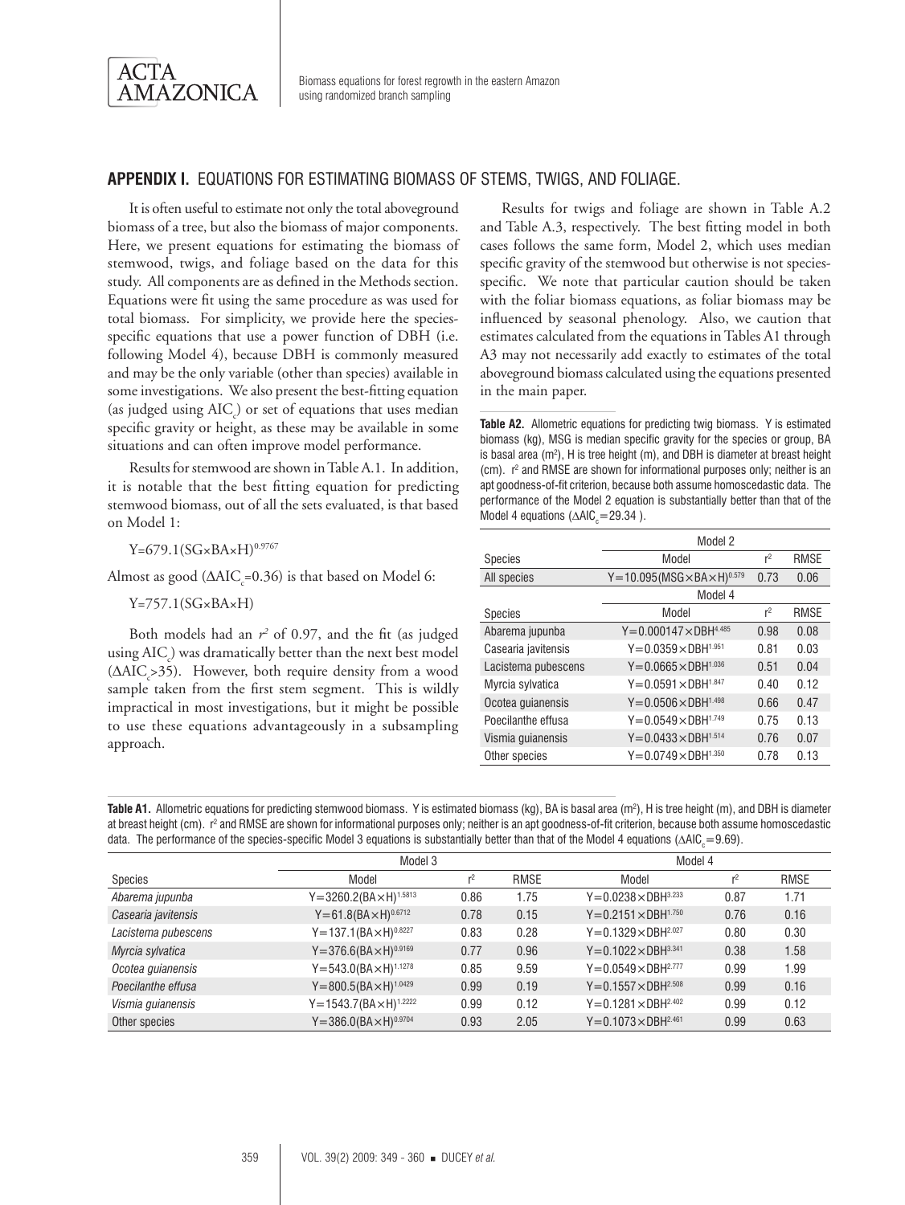## APPENDIX I. EQUATIONS FOR ESTIMATING BIOMASS OF STEMS, TWIGS, AND FOLIAGE.

It is often useful to estimate not only the total aboveground biomass of a tree, but also the biomass of major components. Here, we present equations for estimating the biomass of stemwood, twigs, and foliage based on the data for this study. All components are as defined in the Methods section. Equations were fit using the same procedure as was used for total biomass. For simplicity, we provide here the species-specific equations that use a power function of DBH (i.e. following Model 4), because DBH is commonly measured and may be the only variable (other than species) available in some investigations. We also present the best-fitting equation (as judged using $AIC_c$) or set of equations that uses median specific gravity or height, as these may be available in some situations and can often improve model performance.

Results for stemwood are shown in Table A.1. In addition, it is notable that the best fitting equation for predicting stemwood biomass, out of all the sets evaluated, is that based on Model 1:

$$Y=679.1(SG\times BA\times H)^{0.9767}$$

Almost as good ($\Delta AIC_c$=0.36) is that based on Model 6:

$$Y=757.1(SG\times BA\times H)$$

Both models had an $r^2$ of 0.97, and the fit (as judged using $AIC_c$) was dramatically better than the next best model ($\Delta AIC_c$>35). However, both require density from a wood sample taken from the first stem segment. This is wildly impractical in most investigations, but it might be possible to use these equations advantageously in a subsampling approach.

Results for twigs and foliage are shown in Table A.2 and Table A.3, respectively. The best fitting model in both cases follows the same form, Model 2, which uses median specific gravity of the stemwood but otherwise is not species-specific. We note that particular caution should be taken with the foliar biomass equations, as foliar biomass may be influenced by seasonal phenology. Also, we caution that estimates calculated from the equations in Tables A1 through A3 may not necessarily add exactly to estimates of the total aboveground biomass calculated using the equations presented in the main paper.

**Table A2.** Allometric equations for predicting twig biomass. Y is estimated biomass (kg), MSG is median specific gravity for the species or group, BA is basal area ($m^2$), H is tree height (m), and DBH is diameter at breast height (cm). $r^2$ and RMSE are shown for informational purposes only; neither is an apt goodness-of-fit criterion, because both assume homoscedastic data. The performance of the Model 2 equation is substantially better than that of the Model 4 equations ($\Delta AIC_c$=29.34 ).

| | Model 2 | | |
|---|---|---|---|
| Species | Model | $r^2$ | RMSE |
| All species | $Y=10.095(MSG\times BA\times H)^{0.579}$ | 0.73 | 0.06 |
| | **Model 4** | | |
| Species | Model | $r^2$ | RMSE |
| Abarema jupunba | $Y=0.000147\times DBH^{4.485}$ | 0.98 | 0.08 |
| Casearia javitensis | $Y=0.0359\times DBH^{1.951}$ | 0.81 | 0.03 |
| Lacistema pubescens | $Y=0.0665\times DBH^{1.036}$ | 0.51 | 0.04 |
| Myrcia sylvatica | $Y=0.0591\times DBH^{1.847}$ | 0.40 | 0.12 |
| Ocotea guianensis | $Y=0.0506\times DBH^{1.498}$ | 0.66 | 0.47 |
| Poecilanthe effusa | $Y=0.0549\times DBH^{1.749}$ | 0.75 | 0.13 |
| Vismia guianensis | $Y=0.0433\times DBH^{1.514}$ | 0.76 | 0.07 |
| Other species | $Y=0.0749\times DBH^{1.350}$ | 0.78 | 0.13 |

**Table A1.** Allometric equations for predicting stemwood biomass. Y is estimated biomass (kg), BA is basal area ($m^2$), H is tree height (m), and DBH is diameter at breast height (cm). $r^2$ and RMSE are shown for informational purposes only; neither is an apt goodness-of-fit criterion, because both assume homoscedastic data. The performance of the species-specific Model 3 equations is substantially better than that of the Model 4 equations ($\Delta AIC_c$=9.69).

| | Model 3 | | | Model 4 | | |
|---|---|---|---|---|---|---|
| Species | Model | $r^2$ | RMSE | Model | $r^2$ | RMSE |
| *Abarema jupunba* | $Y=3260.2(BA\times H)^{1.5813}$ | 0.86 | 1.75 | $Y=0.0238\times DBH^{3.233}$ | 0.87 | 1.71 |
| *Casearia javitensis* | $Y=61.8(BA\times H)^{0.6712}$ | 0.78 | 0.15 | $Y=0.2151\times DBH^{1.750}$ | 0.76 | 0.16 |
| *Lacistema pubescens* | $Y=137.1(BA\times H)^{0.8227}$ | 0.83 | 0.28 | $Y=0.1329\times DBH^{2.027}$ | 0.80 | 0.30 |
| *Myrcia sylvatica* | $Y=376.6(BA\times H)^{0.9169}$ | 0.77 | 0.96 | $Y=0.1022\times DBH^{3.341}$ | 0.38 | 1.58 |
| *Ocotea guianensis* | $Y=543.0(BA\times H)^{1.1278}$ | 0.85 | 9.59 | $Y=0.0549\times DBH^{2.777}$ | 0.99 | 1.99 |
| *Poecilanthe effusa* | $Y=800.5(BA\times H)^{1.0429}$ | 0.99 | 0.19 | $Y=0.1557\times DBH^{2.508}$ | 0.99 | 0.16 |
| *Vismia guianensis* | $Y=1543.7(BA\times H)^{1.2222}$ | 0.99 | 0.12 | $Y=0.1281\times DBH^{2.402}$ | 0.99 | 0.12 |
| Other species | $Y=386.0(BA\times H)^{0.9704}$ | 0.93 | 2.05 | $Y=0.1073\times DBH^{2.461}$ | 0.99 | 0.63 |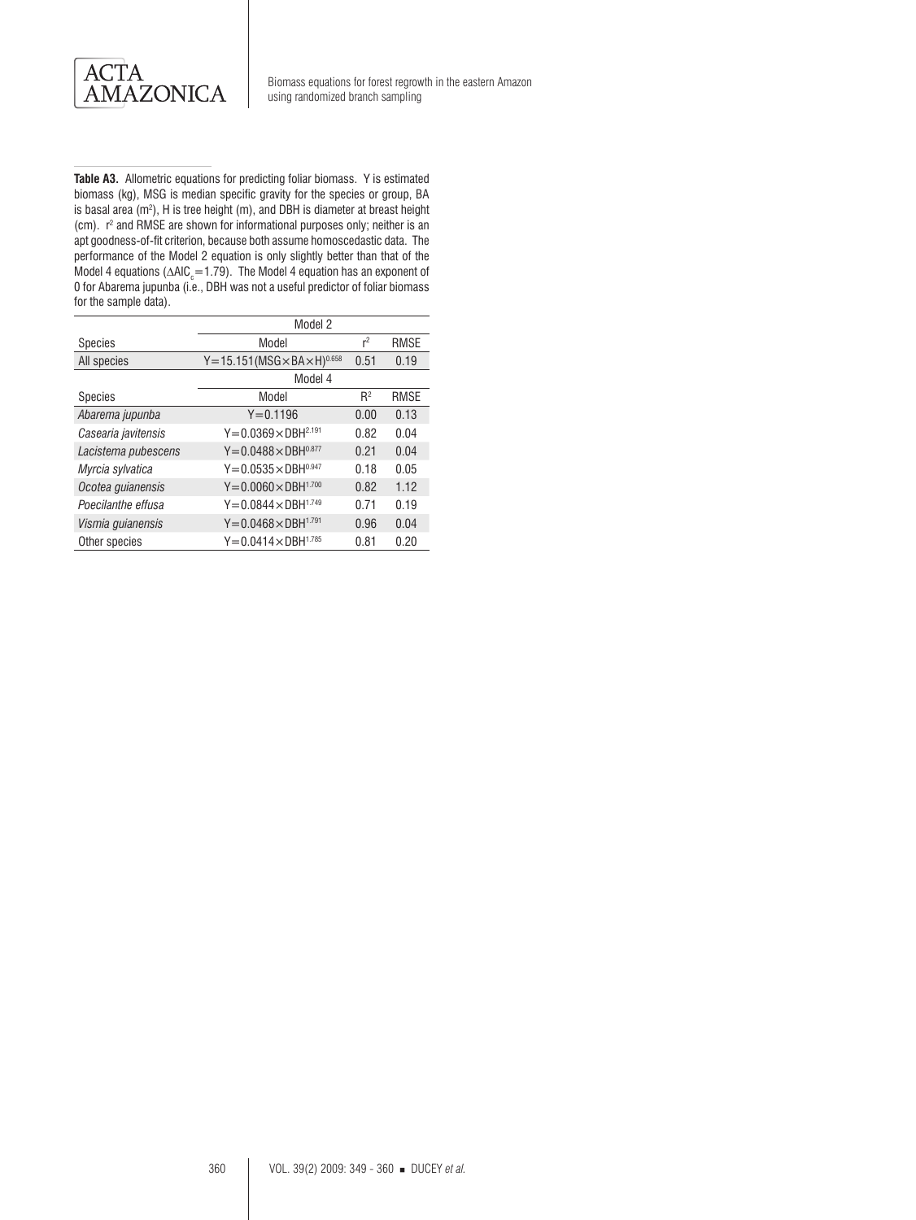**Table A3.** Allometric equations for predicting foliar biomass. Y is estimated biomass (kg), MSG is median specific gravity for the species or group, BA is basal area ($m^2$), H is tree height (m), and DBH is diameter at breast height (cm). $r^2$ and RMSE are shown for informational purposes only; neither is an apt goodness-of-fit criterion, because both assume homoscedastic data. The performance of the Model 2 equation is only slightly better than that of the Model 4 equations ($\Delta AIC_c = 1.79$). The Model 4 equation has an exponent of 0 for Abarema jupunba (i.e., DBH was not a useful predictor of foliar biomass for the sample data).

| | Model 2 | | |
|---|---|---|---|
| Species | Model | $r^2$ | RMSE |
| All species | $Y = 15.151(MSG \times BA \times H)^{0.658}$ | 0.51 | 0.19 |
| | Model 4 | | |
| Species | Model | $R^2$ | RMSE |
| *Abarema jupunba* | $Y = 0.1196$ | 0.00 | 0.13 |
| *Casearia javitensis* | $Y = 0.0369 \times DBH^{2.191}$ | 0.82 | 0.04 |
| *Lacistema pubescens* | $Y = 0.0488 \times DBH^{0.877}$ | 0.21 | 0.04 |
| *Myrcia sylvatica* | $Y = 0.0535 \times DBH^{0.947}$ | 0.18 | 0.05 |
| *Ocotea guianensis* | $Y = 0.0060 \times DBH^{1.700}$ | 0.82 | 1.12 |
| *Poecilanthe effusa* | $Y = 0.0844 \times DBH^{1.749}$ | 0.71 | 0.19 |
| *Vismia guianensis* | $Y = 0.0468 \times DBH^{1.791}$ | 0.96 | 0.04 |
| Other species | $Y = 0.0414 \times DBH^{1.785}$ | 0.81 | 0.20 |